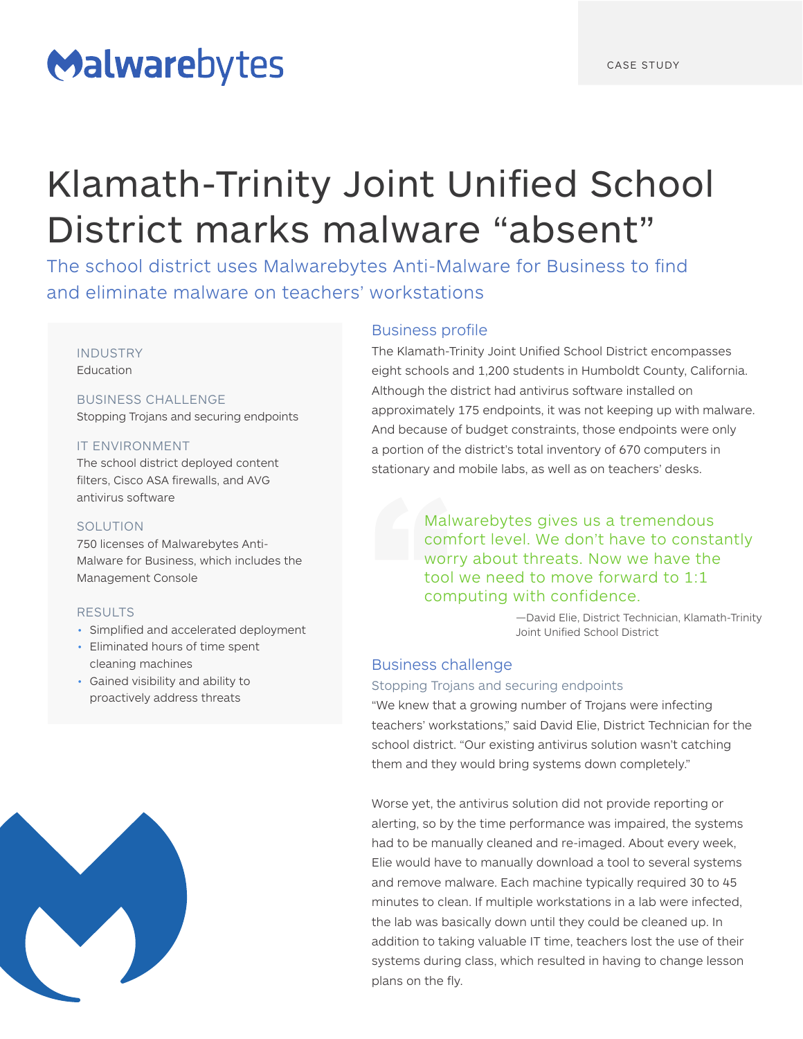Malwarebytes

CASE STUDY

# Klamath-Trinity Joint Unified School District marks malware "absent"

The school district uses Malwarebytes Anti-Malware for Business to find and eliminate malware on teachers' workstations

INDUSTRY
Education

BUSINESS CHALLENGE
Stopping Trojans and securing endpoints

IT ENVIRONMENT
The school district deployed content filters, Cisco ASA firewalls, and AVG antivirus software

SOLUTION
750 licenses of Malwarebytes Anti-Malware for Business, which includes the Management Console

RESULTS
- Simplified and accelerated deployment
- Eliminated hours of time spent cleaning machines
- Gained visibility and ability to proactively address threats

## Business profile

The Klamath-Trinity Joint Unified School District encompasses eight schools and 1,200 students in Humboldt County, California. Although the district had antivirus software installed on approximately 175 endpoints, it was not keeping up with malware. And because of budget constraints, those endpoints were only a portion of the district's total inventory of 670 computers in stationary and mobile labs, as well as on teachers' desks.

> Malwarebytes gives us a tremendous comfort level. We don't have to constantly worry about threats. Now we have the tool we need to move forward to 1:1 computing with confidence.
>
> —David Elie, District Technician, Klamath-Trinity Joint Unified School District

## Business challenge

### Stopping Trojans and securing endpoints

"We knew that a growing number of Trojans were infecting teachers' workstations," said David Elie, District Technician for the school district. "Our existing antivirus solution wasn't catching them and they would bring systems down completely."

Worse yet, the antivirus solution did not provide reporting or alerting, so by the time performance was impaired, the systems had to be manually cleaned and re-imaged. About every week, Elie would have to manually download a tool to several systems and remove malware. Each machine typically required 30 to 45 minutes to clean. If multiple workstations in a lab were infected, the lab was basically down until they could be cleaned up. In addition to taking valuable IT time, teachers lost the use of their systems during class, which resulted in having to change lesson plans on the fly.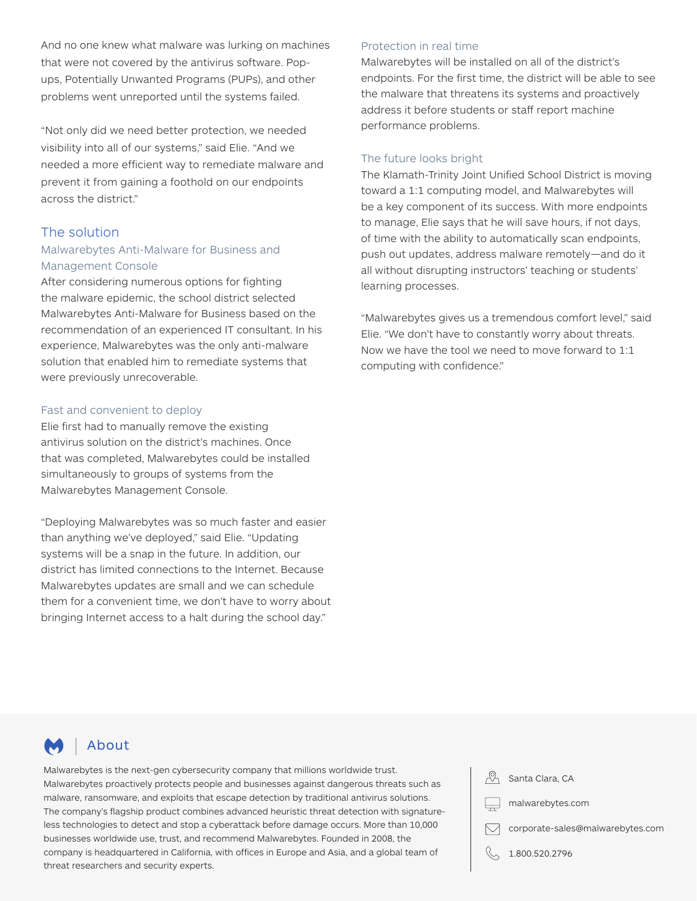And no one knew what malware was lurking on machines that were not covered by the antivirus software. Pop-ups, Potentially Unwanted Programs (PUPs), and other problems went unreported until the systems failed.

"Not only did we need better protection, we needed visibility into all of our systems," said Elie. "And we needed a more efficient way to remediate malware and prevent it from gaining a foothold on our endpoints across the district."

## The solution

### Malwarebytes Anti-Malware for Business and Management Console

After considering numerous options for fighting the malware epidemic, the school district selected Malwarebytes Anti-Malware for Business based on the recommendation of an experienced IT consultant. In his experience, Malwarebytes was the only anti-malware solution that enabled him to remediate systems that were previously unrecoverable.

### Fast and convenient to deploy

Elie first had to manually remove the existing antivirus solution on the district's machines. Once that was completed, Malwarebytes could be installed simultaneously to groups of systems from the Malwarebytes Management Console.

"Deploying Malwarebytes was so much faster and easier than anything we've deployed," said Elie. "Updating systems will be a snap in the future. In addition, our district has limited connections to the Internet. Because Malwarebytes updates are small and we can schedule them for a convenient time, we don't have to worry about bringing Internet access to a halt during the school day."

### Protection in real time

Malwarebytes will be installed on all of the district's endpoints. For the first time, the district will be able to see the malware that threatens its systems and proactively address it before students or staff report machine performance problems.

### The future looks bright

The Klamath-Trinity Joint Unified School District is moving toward a 1:1 computing model, and Malwarebytes will be a key component of its success. With more endpoints to manage, Elie says that he will save hours, if not days, of time with the ability to automatically scan endpoints, push out updates, address malware remotely—and do it all without disrupting instructors' teaching or students' learning processes.

"Malwarebytes gives us a tremendous comfort level," said Elie. "We don't have to constantly worry about threats. Now we have the tool we need to move forward to 1:1 computing with confidence."

## About

Malwarebytes is the next-gen cybersecurity company that millions worldwide trust. Malwarebytes proactively protects people and businesses against dangerous threats such as malware, ransomware, and exploits that escape detection by traditional antivirus solutions. The company's flagship product combines advanced heuristic threat detection with signature-less technologies to detect and stop a cyberattack before damage occurs. More than 10,000 businesses worldwide use, trust, and recommend Malwarebytes. Founded in 2008, the company is headquartered in California, with offices in Europe and Asia, and a global team of threat researchers and security experts.

Santa Clara, CA

malwarebytes.com

corporate-sales@malwarebytes.com

1.800.520.2796